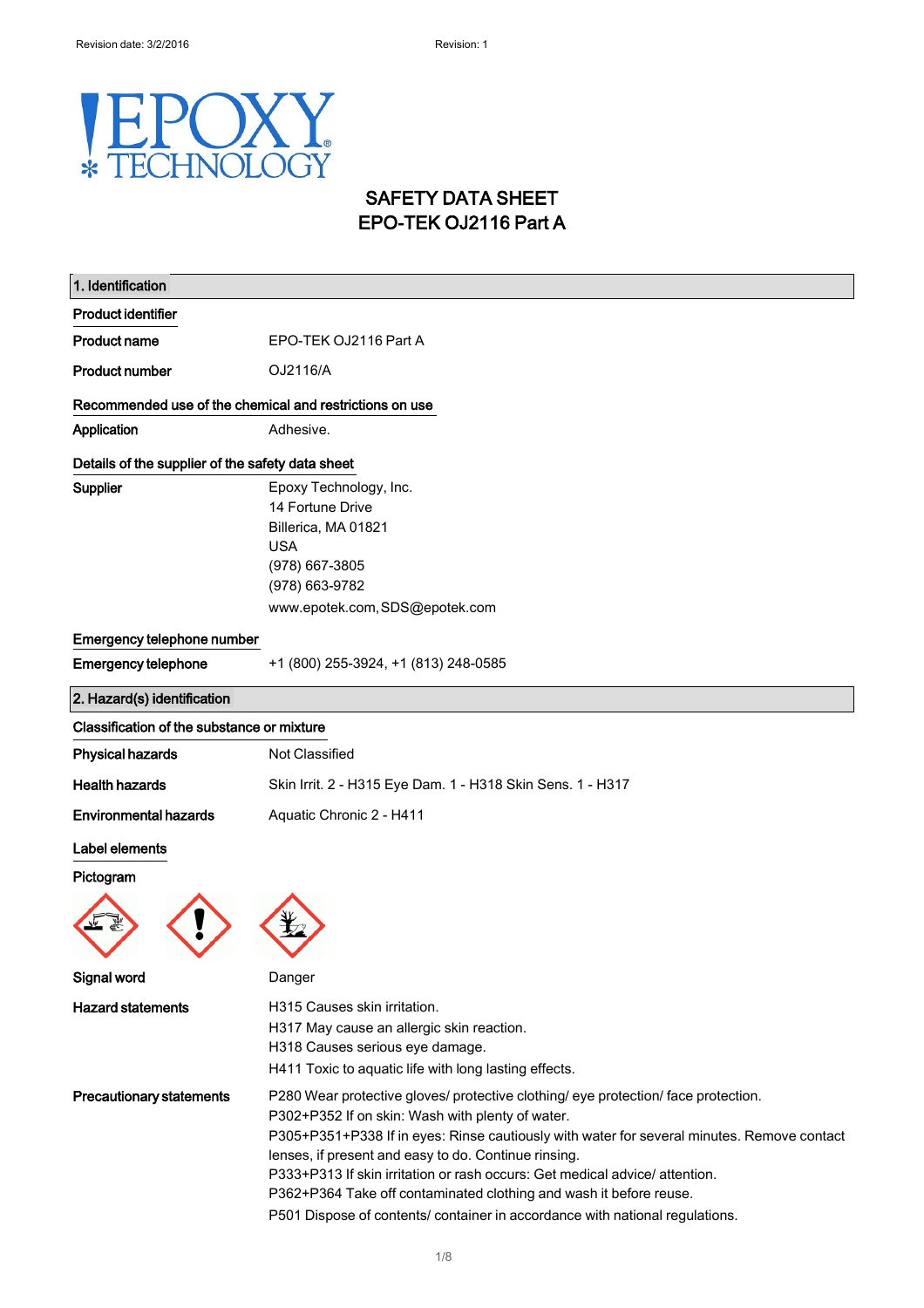# SAFETY DATA SHEET
# EPO-TEK OJ2116 Part A

## 1. Identification

### Product identifier

| | |
|---|---|
| **Product name** | EPO-TEK OJ2116 Part A |
| **Product number** | OJ2116/A |

### Recommended use of the chemical and restrictions on use

| | |
|---|---|
| **Application** | Adhesive. |

### Details of the supplier of the safety data sheet

| | |
|---|---|
| **Supplier** | Epoxy Technology, Inc.<br>14 Fortune Drive<br>Billerica, MA 01821<br>USA<br>(978) 667-3805<br>(978) 663-9782<br>www.epotek.com, SDS@epotek.com |

### Emergency telephone number

| | |
|---|---|
| **Emergency telephone** | +1 (800) 255-3924, +1 (813) 248-0585 |

## 2. Hazard(s) identification

### Classification of the substance or mixture

| | |
|---|---|
| **Physical hazards** | Not Classified |
| **Health hazards** | Skin Irrit. 2 - H315 Eye Dam. 1 - H318 Skin Sens. 1 - H317 |
| **Environmental hazards** | Aquatic Chronic 2 - H411 |

### Label elements

**Pictogram**

| | |
|---|---|
| **Signal word** | Danger |
| **Hazard statements** | H315 Causes skin irritation.<br>H317 May cause an allergic skin reaction.<br>H318 Causes serious eye damage.<br>H411 Toxic to aquatic life with long lasting effects. |
| **Precautionary statements** | P280 Wear protective gloves/ protective clothing/ eye protection/ face protection.<br>P302+P352 If on skin: Wash with plenty of water.<br>P305+P351+P338 If in eyes: Rinse cautiously with water for several minutes. Remove contact lenses, if present and easy to do. Continue rinsing.<br>P333+P313 If skin irritation or rash occurs: Get medical advice/ attention.<br>P362+P364 Take off contaminated clothing and wash it before reuse.<br>P501 Dispose of contents/ container in accordance with national regulations. |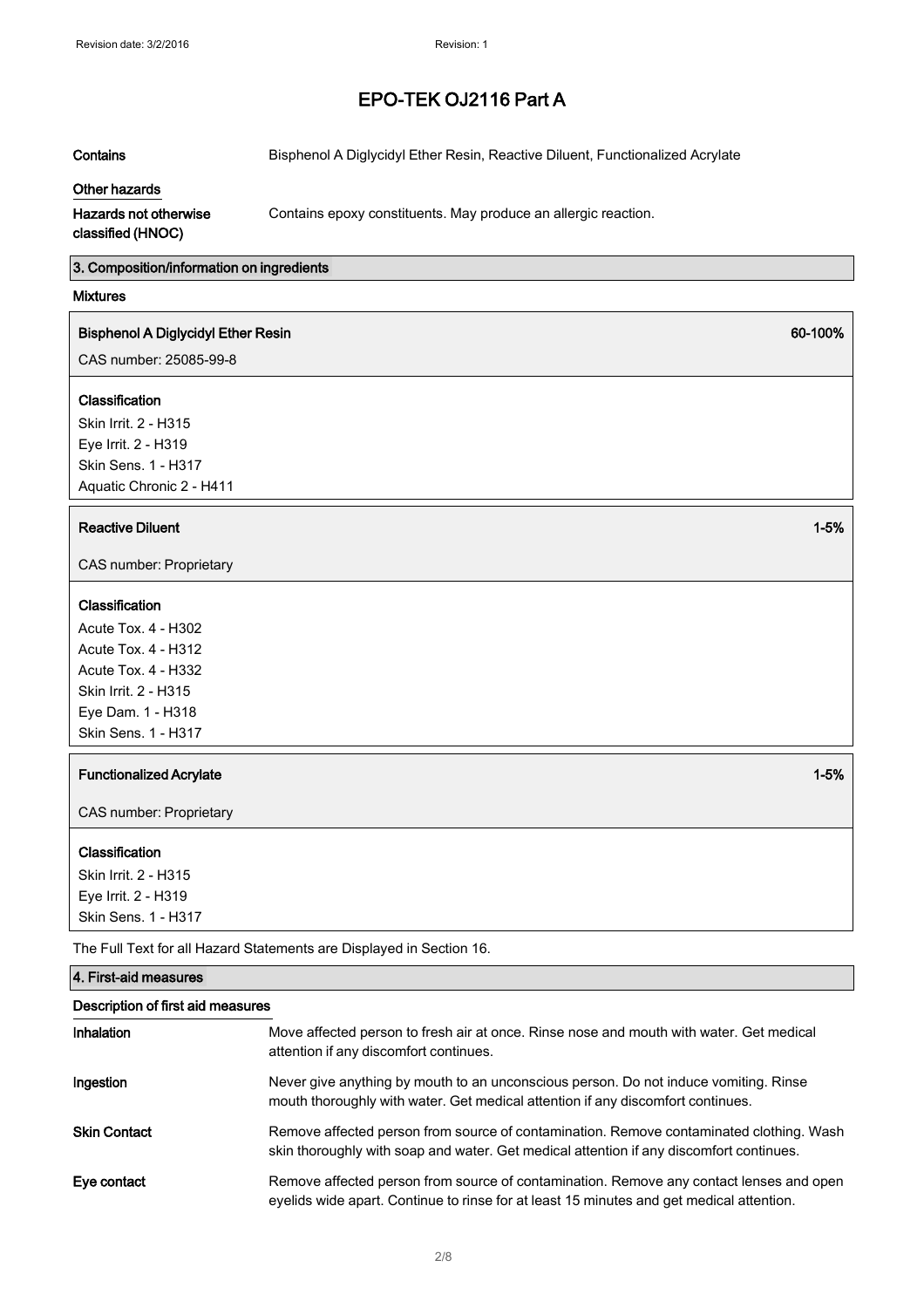# EPO-TEK OJ2116 Part A

**Contains** Bisphenol A Diglycidyl Ether Resin, Reactive Diluent, Functionalized Acrylate

**Other hazards**

**Hazards not otherwise classified (HNOC)** Contains epoxy constituents. May produce an allergic reaction.

## 3. Composition/information on ingredients

**Mixtures**

**Bisphenol A Diglycidyl Ether Resin** 60-100%

CAS number: 25085-99-8

**Classification**

Skin Irrit. 2 - H315
Eye Irrit. 2 - H319
Skin Sens. 1 - H317
Aquatic Chronic 2 - H411

**Reactive Diluent** 1-5%

CAS number: Proprietary

**Classification**

Acute Tox. 4 - H302
Acute Tox. 4 - H312
Acute Tox. 4 - H332
Skin Irrit. 2 - H315
Eye Dam. 1 - H318
Skin Sens. 1 - H317

**Functionalized Acrylate** 1-5%

CAS number: Proprietary

**Classification**

Skin Irrit. 2 - H315
Eye Irrit. 2 - H319
Skin Sens. 1 - H317

The Full Text for all Hazard Statements are Displayed in Section 16.

## 4. First-aid measures

**Description of first aid measures**

**Inhalation** Move affected person to fresh air at once. Rinse nose and mouth with water. Get medical attention if any discomfort continues.

**Ingestion** Never give anything by mouth to an unconscious person. Do not induce vomiting. Rinse mouth thoroughly with water. Get medical attention if any discomfort continues.

**Skin Contact** Remove affected person from source of contamination. Remove contaminated clothing. Wash skin thoroughly with soap and water. Get medical attention if any discomfort continues.

**Eye contact** Remove affected person from source of contamination. Remove any contact lenses and open eyelids wide apart. Continue to rinse for at least 15 minutes and get medical attention.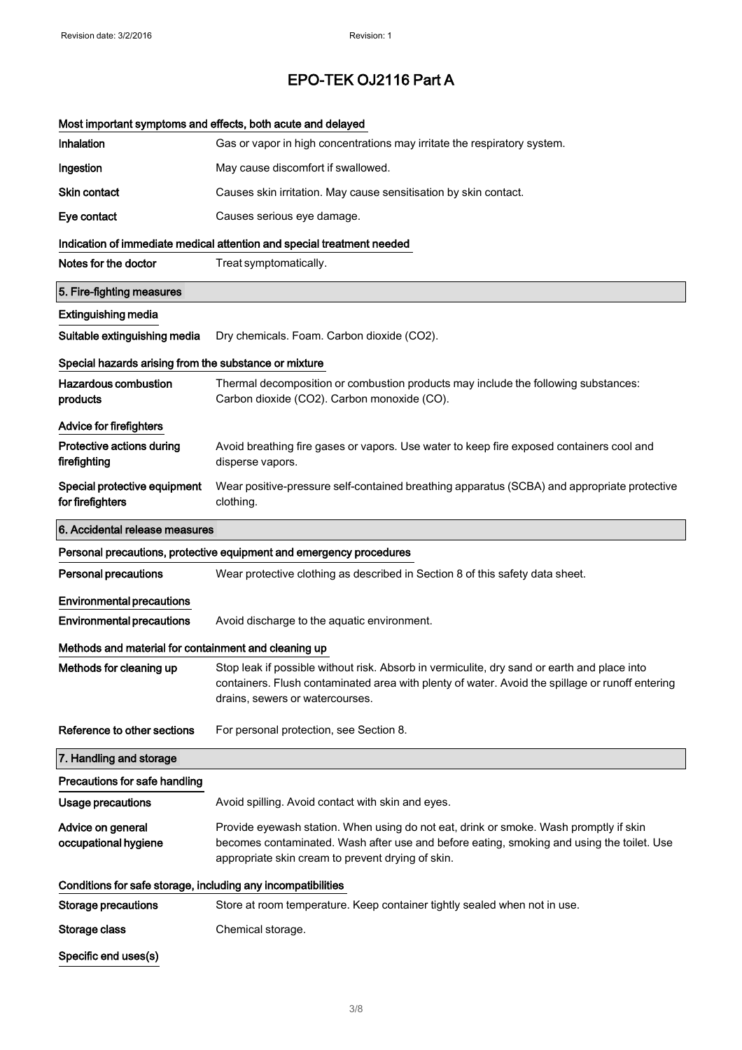# EPO-TEK OJ2116 Part A

### Most important symptoms and effects, both acute and delayed

| | |
|---|---|
| **Inhalation** | Gas or vapor in high concentrations may irritate the respiratory system. |
| **Ingestion** | May cause discomfort if swallowed. |
| **Skin contact** | Causes skin irritation. May cause sensitisation by skin contact. |
| **Eye contact** | Causes serious eye damage. |

### Indication of immediate medical attention and special treatment needed

| | |
|---|---|
| **Notes for the doctor** | Treat symptomatically. |

## 5. Fire-fighting measures

### Extinguishing media

| | |
|---|---|
| **Suitable extinguishing media** | Dry chemicals. Foam. Carbon dioxide ($CO_2$). |

### Special hazards arising from the substance or mixture

| | |
|---|---|
| **Hazardous combustion products** | Thermal decomposition or combustion products may include the following substances: Carbon dioxide ($CO_2$). Carbon monoxide (CO). |

### Advice for firefighters

| | |
|---|---|
| **Protective actions during firefighting** | Avoid breathing fire gases or vapors. Use water to keep fire exposed containers cool and disperse vapors. |
| **Special protective equipment for firefighters** | Wear positive-pressure self-contained breathing apparatus (SCBA) and appropriate protective clothing. |

## 6. Accidental release measures

### Personal precautions, protective equipment and emergency procedures

| | |
|---|---|
| **Personal precautions** | Wear protective clothing as described in Section 8 of this safety data sheet. |

### Environmental precautions

| | |
|---|---|
| **Environmental precautions** | Avoid discharge to the aquatic environment. |

### Methods and material for containment and cleaning up

| | |
|---|---|
| **Methods for cleaning up** | Stop leak if possible without risk. Absorb in vermiculite, dry sand or earth and place into containers. Flush contaminated area with plenty of water. Avoid the spillage or runoff entering drains, sewers or watercourses. |
| **Reference to other sections** | For personal protection, see Section 8. |

## 7. Handling and storage

### Precautions for safe handling

| | |
|---|---|
| **Usage precautions** | Avoid spilling. Avoid contact with skin and eyes. |
| **Advice on general occupational hygiene** | Provide eyewash station. When using do not eat, drink or smoke. Wash promptly if skin becomes contaminated. Wash after use and before eating, smoking and using the toilet. Use appropriate skin cream to prevent drying of skin. |

### Conditions for safe storage, including any incompatibilities

| | |
|---|---|
| **Storage precautions** | Store at room temperature. Keep container tightly sealed when not in use. |
| **Storage class** | Chemical storage. |

### Specific end uses(s)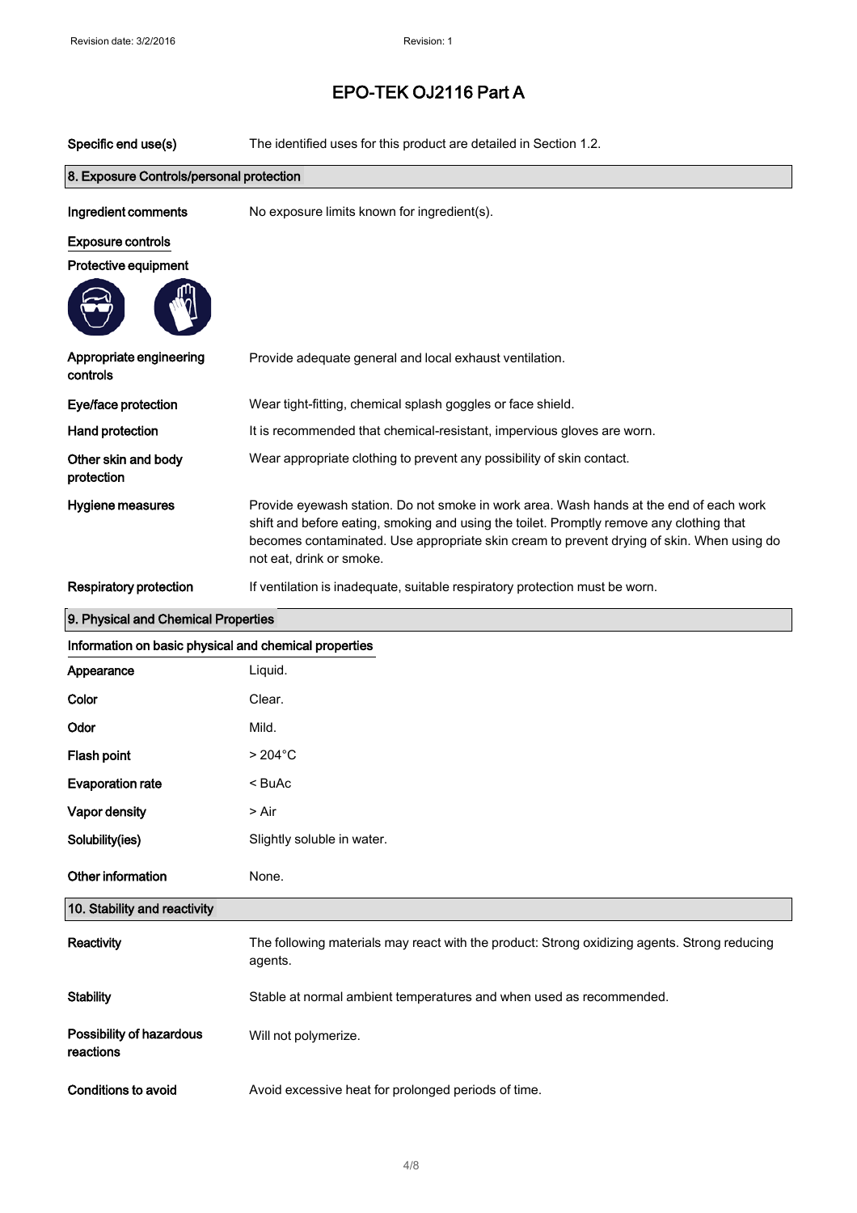# EPO-TEK OJ2116 Part A

| | |
|---|---|
| **Specific end use(s)** | The identified uses for this product are detailed in Section 1.2. |

## 8. Exposure Controls/personal protection

| | |
|---|---|
| **Ingredient comments** | No exposure limits known for ingredient(s). |

**Exposure controls**

**Protective equipment**

| | |
|---|---|
| **Appropriate engineering controls** | Provide adequate general and local exhaust ventilation. |
| **Eye/face protection** | Wear tight-fitting, chemical splash goggles or face shield. |
| **Hand protection** | It is recommended that chemical-resistant, impervious gloves are worn. |
| **Other skin and body protection** | Wear appropriate clothing to prevent any possibility of skin contact. |
| **Hygiene measures** | Provide eyewash station. Do not smoke in work area. Wash hands at the end of each work shift and before eating, smoking and using the toilet. Promptly remove any clothing that becomes contaminated. Use appropriate skin cream to prevent drying of skin. When using do not eat, drink or smoke. |
| **Respiratory protection** | If ventilation is inadequate, suitable respiratory protection must be worn. |

## 9. Physical and Chemical Properties

**Information on basic physical and chemical properties**

| | |
|---|---|
| **Appearance** | Liquid. |
| **Color** | Clear. |
| **Odor** | Mild. |
| **Flash point** | > 204°C |
| **Evaporation rate** | < BuAc |
| **Vapor density** | > Air |
| **Solubility(ies)** | Slightly soluble in water. |
| **Other information** | None. |

## 10. Stability and reactivity

| | |
|---|---|
| **Reactivity** | The following materials may react with the product: Strong oxidizing agents. Strong reducing agents. |
| **Stability** | Stable at normal ambient temperatures and when used as recommended. |
| **Possibility of hazardous reactions** | Will not polymerize. |
| **Conditions to avoid** | Avoid excessive heat for prolonged periods of time. |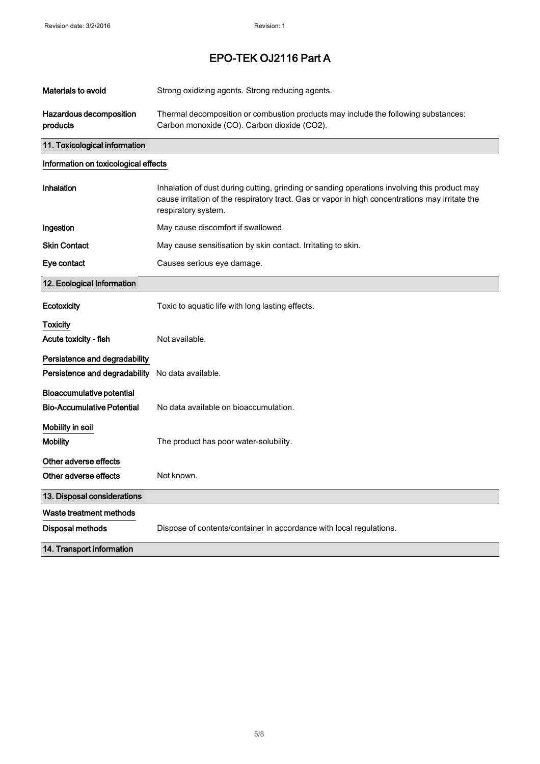| | |
|---|---|
| **Materials to avoid** | Strong oxidizing agents. Strong reducing agents. |
| **Hazardous decomposition products** | Thermal decomposition or combustion products may include the following substances: Carbon monoxide (CO). Carbon dioxide ($CO_2$). |

## 11. Toxicological information

### Information on toxicological effects

| | |
|---|---|
| **Inhalation** | Inhalation of dust during cutting, grinding or sanding operations involving this product may cause irritation of the respiratory tract. Gas or vapor in high concentrations may irritate the respiratory system. |
| **Ingestion** | May cause discomfort if swallowed. |
| **Skin Contact** | May cause sensitisation by skin contact. Irritating to skin. |
| **Eye contact** | Causes serious eye damage. |

## 12. Ecological Information

| | |
|---|---|
| **Ecotoxicity** | Toxic to aquatic life with long lasting effects. |

### Toxicity

| | |
|---|---|
| **Acute toxicity - fish** | Not available. |

### Persistence and degradability

| | |
|---|---|
| **Persistence and degradability** | No data available. |

### Bioaccumulative potential

| | |
|---|---|
| **Bio-Accumulative Potential** | No data available on bioaccumulation. |

### Mobility in soil

| | |
|---|---|
| **Mobility** | The product has poor water-solubility. |

### Other adverse effects

| | |
|---|---|
| **Other adverse effects** | Not known. |

## 13. Disposal considerations

### Waste treatment methods

| | |
|---|---|
| **Disposal methods** | Dispose of contents/container in accordance with local regulations. |

## 14. Transport information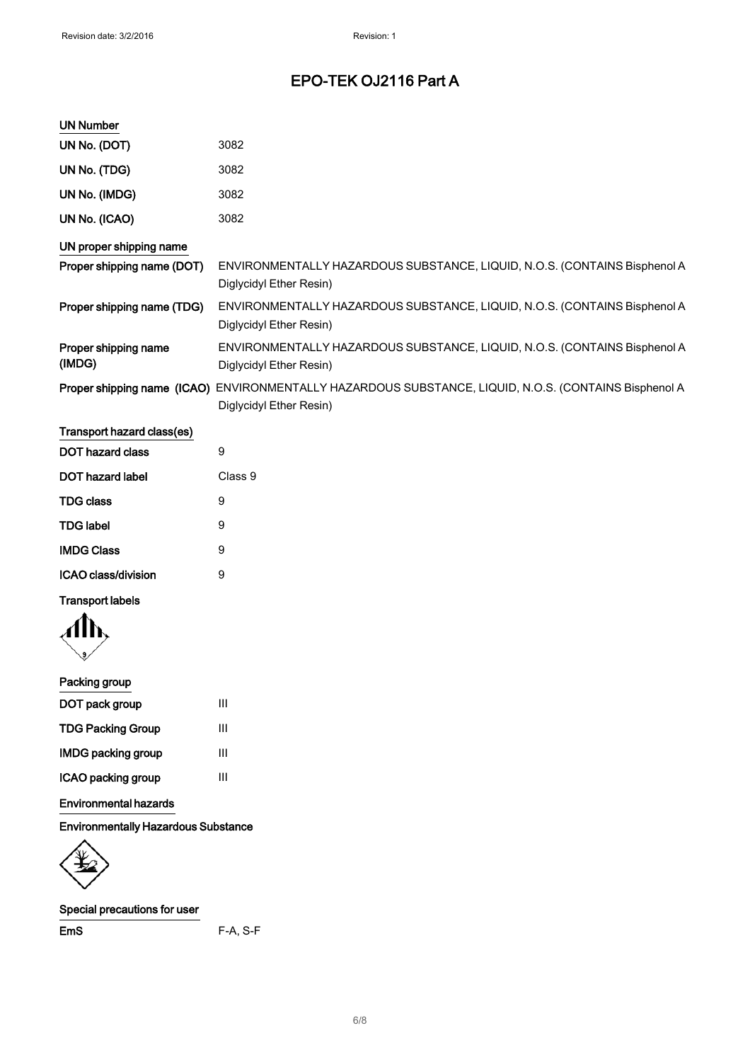# EPO-TEK OJ2116 Part A

### UN Number

| | |
|---|---|
| **UN No. (DOT)** | 3082 |
| **UN No. (TDG)** | 3082 |
| **UN No. (IMDG)** | 3082 |
| **UN No. (ICAO)** | 3082 |

### UN proper shipping name

| | |
|---|---|
| **Proper shipping name (DOT)** | ENVIRONMENTALLY HAZARDOUS SUBSTANCE, LIQUID, N.O.S. (CONTAINS Bisphenol A Diglycidyl Ether Resin) |
| **Proper shipping name (TDG)** | ENVIRONMENTALLY HAZARDOUS SUBSTANCE, LIQUID, N.O.S. (CONTAINS Bisphenol A Diglycidyl Ether Resin) |
| **Proper shipping name (IMDG)** | ENVIRONMENTALLY HAZARDOUS SUBSTANCE, LIQUID, N.O.S. (CONTAINS Bisphenol A Diglycidyl Ether Resin) |
| **Proper shipping name (ICAO)** | ENVIRONMENTALLY HAZARDOUS SUBSTANCE, LIQUID, N.O.S. (CONTAINS Bisphenol A Diglycidyl Ether Resin) |

### Transport hazard class(es)

| | |
|---|---|
| **DOT hazard class** | 9 |
| **DOT hazard label** | Class 9 |
| **TDG class** | 9 |
| **TDG label** | 9 |
| **IMDG Class** | 9 |
| **ICAO class/division** | 9 |

**Transport labels**

### Packing group

| | |
|---|---|
| **DOT pack group** | III |
| **TDG Packing Group** | III |
| **IMDG packing group** | III |
| **ICAO packing group** | III |

### Environmental hazards

**Environmentally Hazardous Substance**

### Special precautions for user

| | |
|---|---|
| **EmS** | F-A, S-F |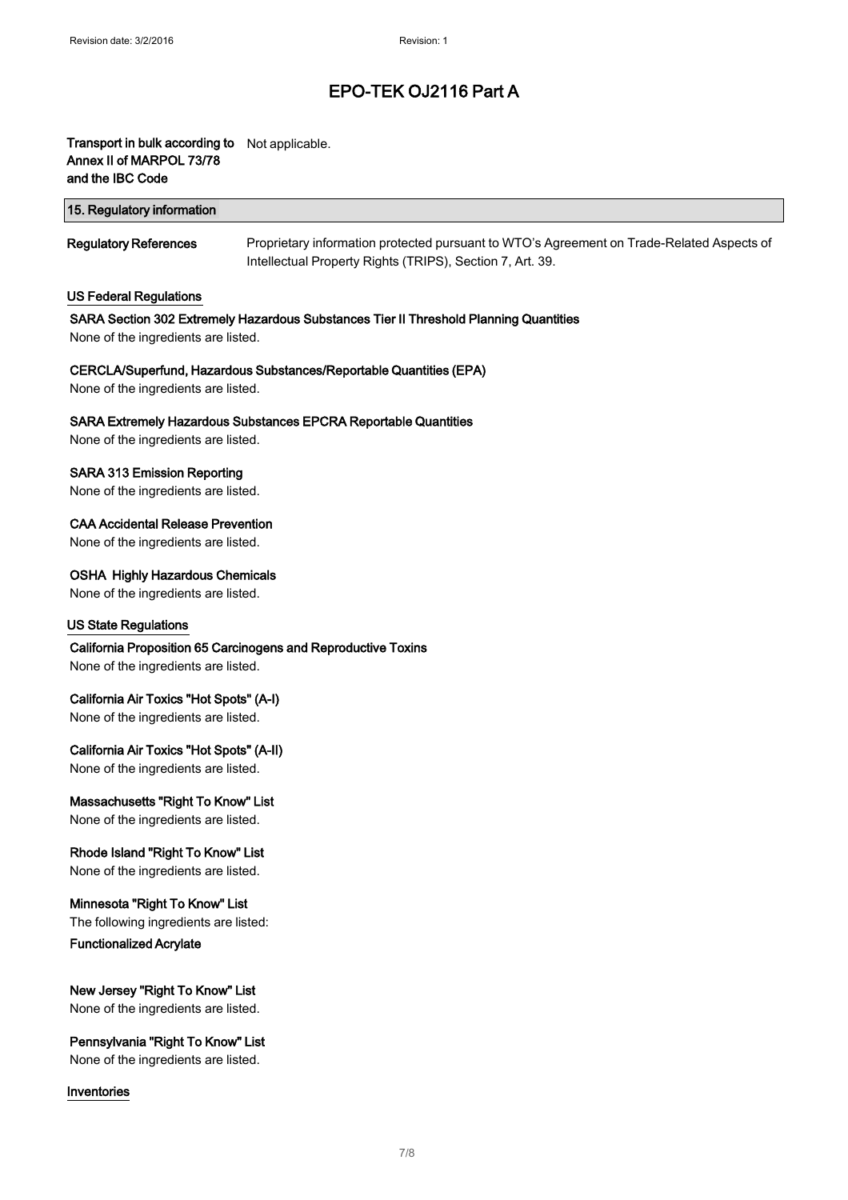# EPO-TEK OJ2116 Part A

| | |
|---|---|
| **Transport in bulk according to Annex II of MARPOL 73/78 and the IBC Code** | Not applicable. |

## 15. Regulatory information

| | |
|---|---|
| **Regulatory References** | Proprietary information protected pursuant to WTO's Agreement on Trade-Related Aspects of Intellectual Property Rights (TRIPS), Section 7, Art. 39. |

### US Federal Regulations

**SARA Section 302 Extremely Hazardous Substances Tier II Threshold Planning Quantities**

None of the ingredients are listed.

**CERCLA/Superfund, Hazardous Substances/Reportable Quantities (EPA)**

None of the ingredients are listed.

**SARA Extremely Hazardous Substances EPCRA Reportable Quantities**

None of the ingredients are listed.

**SARA 313 Emission Reporting**

None of the ingredients are listed.

**CAA Accidental Release Prevention**

None of the ingredients are listed.

**OSHA Highly Hazardous Chemicals**

None of the ingredients are listed.

### US State Regulations

**California Proposition 65 Carcinogens and Reproductive Toxins**

None of the ingredients are listed.

**California Air Toxics "Hot Spots" (A-I)**

None of the ingredients are listed.

**California Air Toxics "Hot Spots" (A-II)**

None of the ingredients are listed.

**Massachusetts "Right To Know" List**

None of the ingredients are listed.

**Rhode Island "Right To Know" List**

None of the ingredients are listed.

**Minnesota "Right To Know" List**

The following ingredients are listed:

**Functionalized Acrylate**

**New Jersey "Right To Know" List**

None of the ingredients are listed.

**Pennsylvania "Right To Know" List**

None of the ingredients are listed.

### Inventories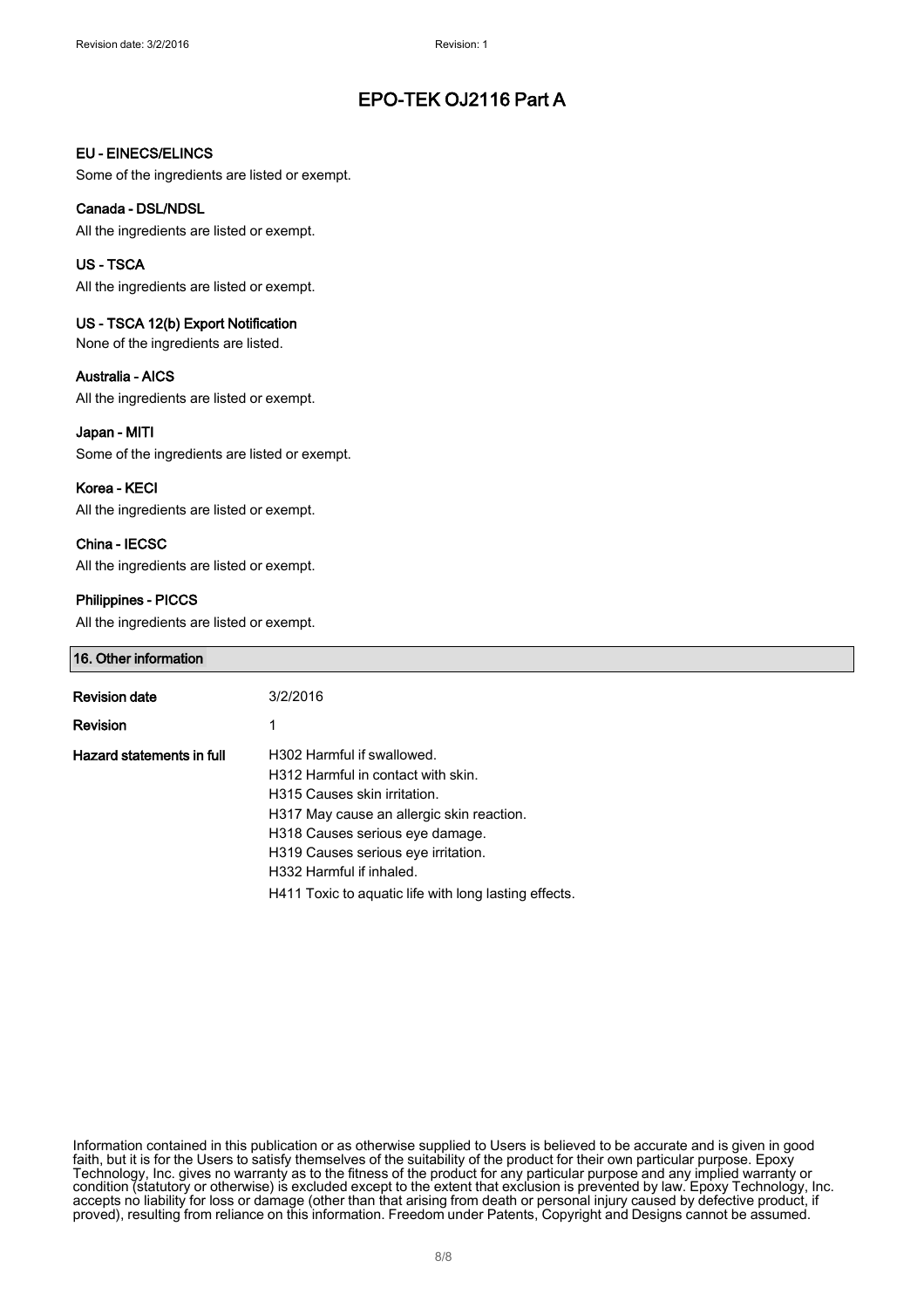#### EU - EINECS/ELINCS

Some of the ingredients are listed or exempt.

#### Canada - DSL/NDSL

All the ingredients are listed or exempt.

#### US - TSCA

All the ingredients are listed or exempt.

#### US - TSCA 12(b) Export Notification

None of the ingredients are listed.

#### Australia - AICS

All the ingredients are listed or exempt.

#### Japan - MITI

Some of the ingredients are listed or exempt.

#### Korea - KECI

All the ingredients are listed or exempt.

#### China - IECSC

All the ingredients are listed or exempt.

#### Philippines - PICCS

All the ingredients are listed or exempt.

## 16. Other information

| | |
|---|---|
| **Revision date** | 3/2/2016 |
| **Revision** | 1 |
| **Hazard statements in full** | H302 Harmful if swallowed.<br>H312 Harmful in contact with skin.<br>H315 Causes skin irritation.<br>H317 May cause an allergic skin reaction.<br>H318 Causes serious eye damage.<br>H319 Causes serious eye irritation.<br>H332 Harmful if inhaled.<br>H411 Toxic to aquatic life with long lasting effects. |

Information contained in this publication or as otherwise supplied to Users is believed to be accurate and is given in good faith, but it is for the Users to satisfy themselves of the suitability of the product for their own particular purpose. Epoxy Technology, Inc. gives no warranty as to the fitness of the product for any particular purpose and any implied warranty or condition (statutory or otherwise) is excluded except to the extent that exclusion is prevented by law. Epoxy Technology, Inc. accepts no liability for loss or damage (other than that arising from death or personal injury caused by defective product, if proved), resulting from reliance on this information. Freedom under Patents, Copyright and Designs cannot be assumed.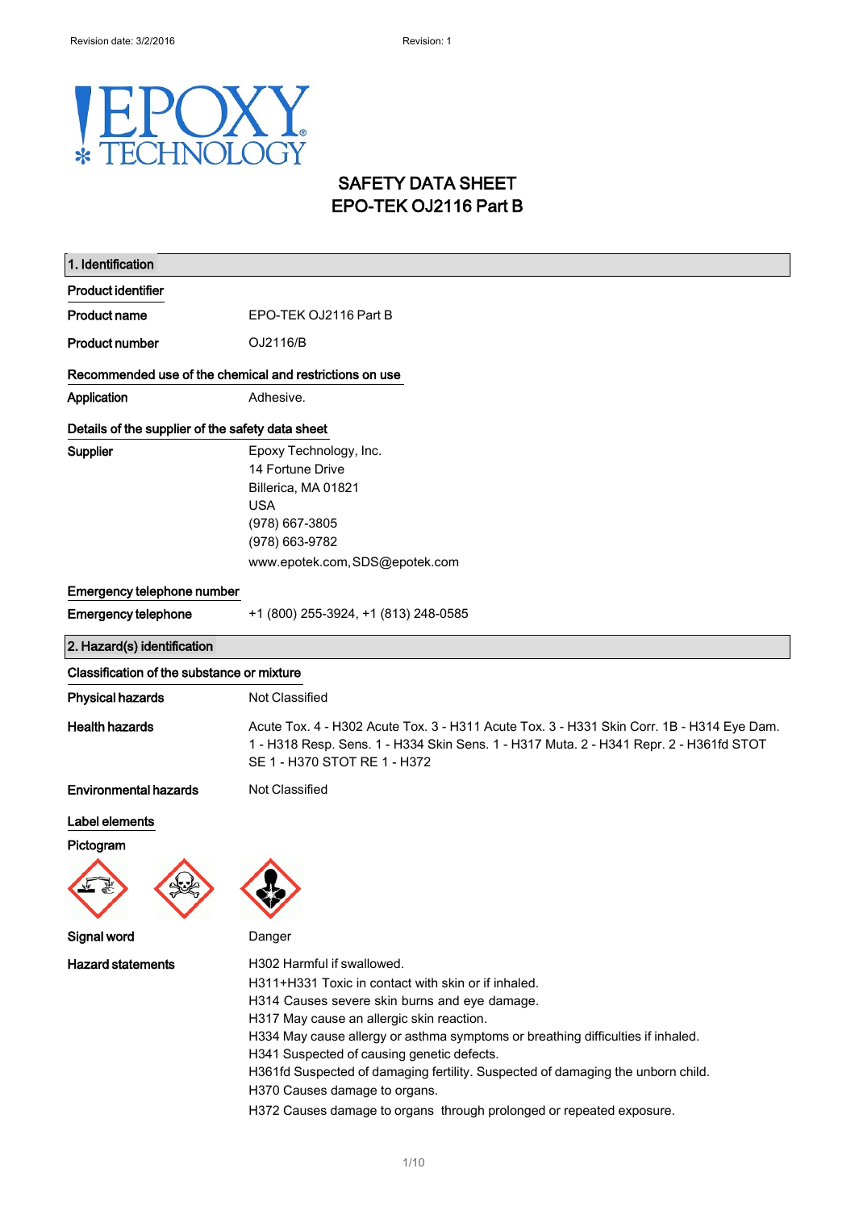# SAFETY DATA SHEET
# EPO-TEK OJ2116 Part B

## 1. Identification

### Product identifier

**Product name** EPO-TEK OJ2116 Part B

**Product number** OJ2116/B

### Recommended use of the chemical and restrictions on use

**Application** Adhesive.

### Details of the supplier of the safety data sheet

**Supplier**
Epoxy Technology, Inc.
14 Fortune Drive
Billerica, MA 01821
USA
(978) 667-3805
(978) 663-9782
www.epotek.com, SDS@epotek.com

### Emergency telephone number

**Emergency telephone** +1 (800) 255-3924, +1 (813) 248-0585

## 2. Hazard(s) identification

### Classification of the substance or mixture

**Physical hazards** Not Classified

**Health hazards** Acute Tox. 4 - H302 Acute Tox. 3 - H311 Acute Tox. 3 - H331 Skin Corr. 1B - H314 Eye Dam. 1 - H318 Resp. Sens. 1 - H334 Skin Sens. 1 - H317 Muta. 2 - H341 Repr. 2 - H361fd STOT SE 1 - H370 STOT RE 1 - H372

**Environmental hazards** Not Classified

### Label elements

**Pictogram**

**Signal word** Danger

**Hazard statements**
H302 Harmful if swallowed.
H311+H331 Toxic in contact with skin or if inhaled.
H314 Causes severe skin burns and eye damage.
H317 May cause an allergic skin reaction.
H334 May cause allergy or asthma symptoms or breathing difficulties if inhaled.
H341 Suspected of causing genetic defects.
H361fd Suspected of damaging fertility. Suspected of damaging the unborn child.
H370 Causes damage to organs.
H372 Causes damage to organs through prolonged or repeated exposure.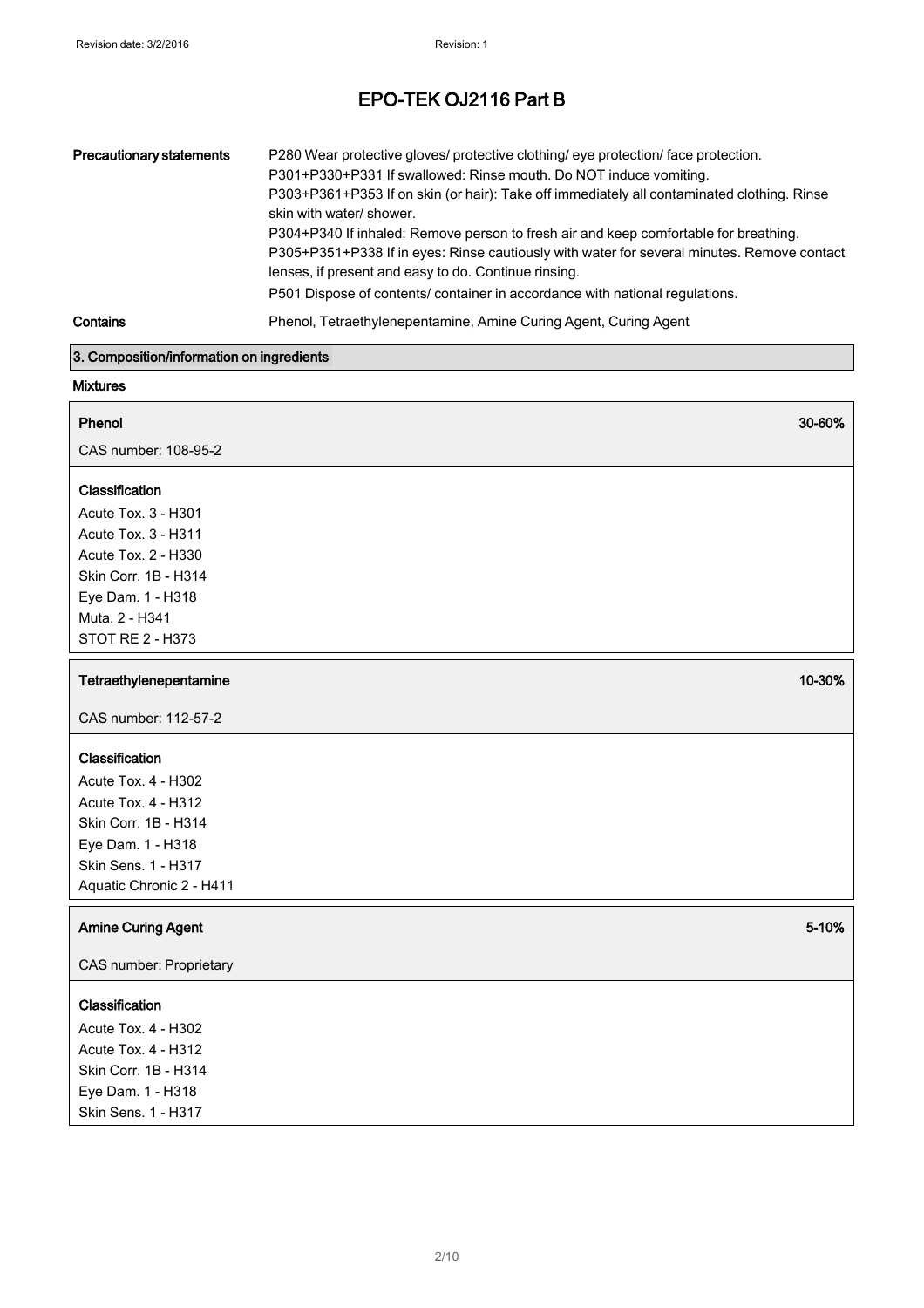| Precautionary statements | P280 Wear protective gloves/ protective clothing/ eye protection/ face protection.<br>P301+P330+P331 If swallowed: Rinse mouth. Do NOT induce vomiting.<br>P303+P361+P353 If on skin (or hair): Take off immediately all contaminated clothing. Rinse skin with water/ shower.<br>P304+P340 If inhaled: Remove person to fresh air and keep comfortable for breathing.<br>P305+P351+P338 If in eyes: Rinse cautiously with water for several minutes. Remove contact lenses, if present and easy to do. Continue rinsing.<br>P501 Dispose of contents/ container in accordance with national regulations. |
|---|---|
| Contains | Phenol, Tetraethylenepentamine, Amine Curing Agent, Curing Agent |

## 3. Composition/information on ingredients

**Mixtures**

**Phenol** — 30-60%

CAS number: 108-95-2

**Classification**

Acute Tox. 3 - H301
Acute Tox. 3 - H311
Acute Tox. 2 - H330
Skin Corr. 1B - H314
Eye Dam. 1 - H318
Muta. 2 - H341
STOT RE 2 - H373

**Tetraethylenepentamine** — 10-30%

CAS number: 112-57-2

**Classification**

Acute Tox. 4 - H302
Acute Tox. 4 - H312
Skin Corr. 1B - H314
Eye Dam. 1 - H318
Skin Sens. 1 - H317
Aquatic Chronic 2 - H411

**Amine Curing Agent** — 5-10%

CAS number: Proprietary

**Classification**

Acute Tox. 4 - H302
Acute Tox. 4 - H312
Skin Corr. 1B - H314
Eye Dam. 1 - H318
Skin Sens. 1 - H317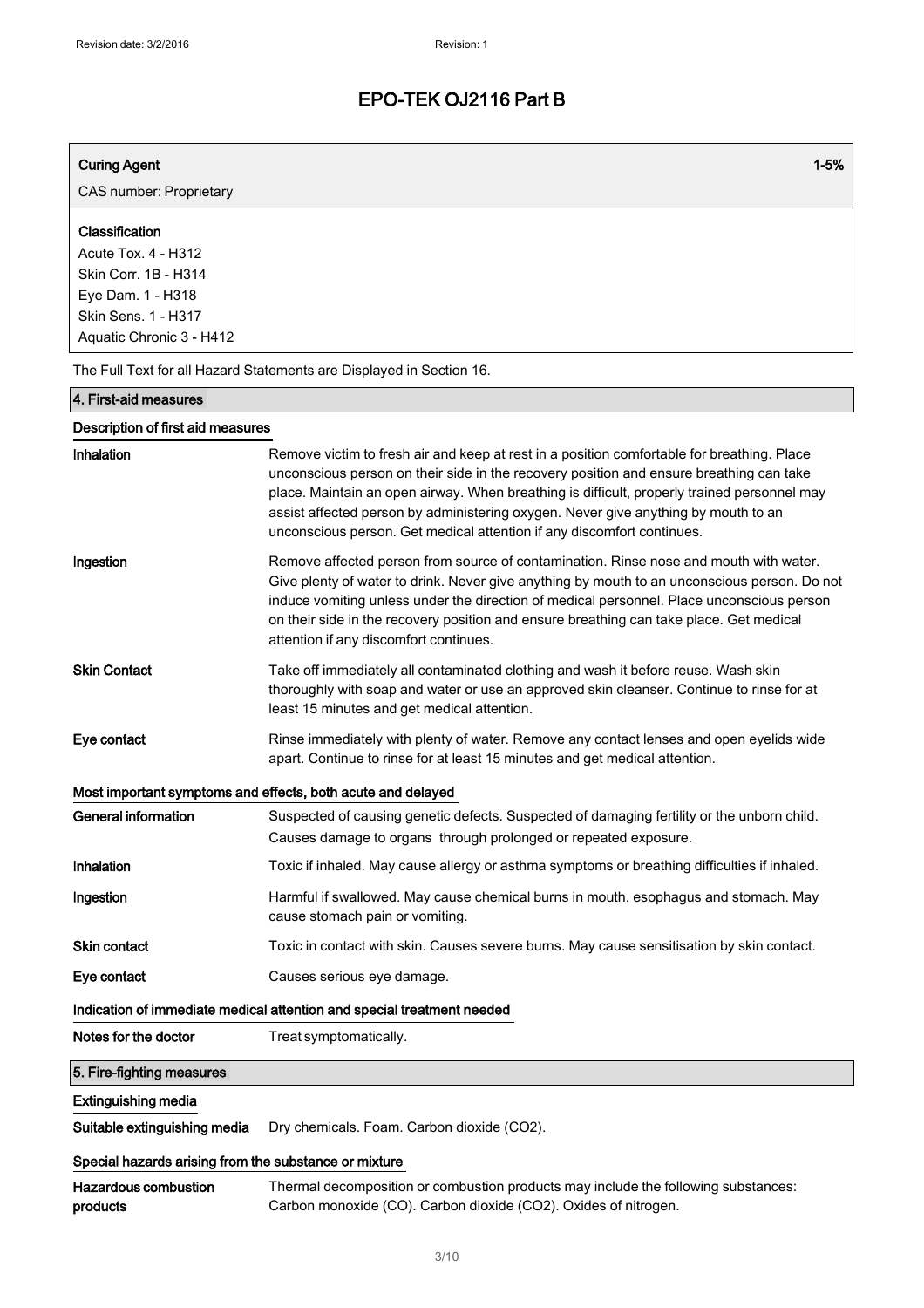| Curing Agent | 1-5% |
| --- | --- |
| CAS number: Proprietary | |

**Classification**
Acute Tox. 4 - H312
Skin Corr. 1B - H314
Eye Dam. 1 - H318
Skin Sens. 1 - H317
Aquatic Chronic 3 - H412

The Full Text for all Hazard Statements are Displayed in Section 16.

## 4. First-aid measures

### Description of first aid measures

**Inhalation**
Remove victim to fresh air and keep at rest in a position comfortable for breathing. Place unconscious person on their side in the recovery position and ensure breathing can take place. Maintain an open airway. When breathing is difficult, properly trained personnel may assist affected person by administering oxygen. Never give anything by mouth to an unconscious person. Get medical attention if any discomfort continues.

**Ingestion**
Remove affected person from source of contamination. Rinse nose and mouth with water. Give plenty of water to drink. Never give anything by mouth to an unconscious person. Do not induce vomiting unless under the direction of medical personnel. Place unconscious person on their side in the recovery position and ensure breathing can take place. Get medical attention if any discomfort continues.

**Skin Contact**
Take off immediately all contaminated clothing and wash it before reuse. Wash skin thoroughly with soap and water or use an approved skin cleanser. Continue to rinse for at least 15 minutes and get medical attention.

**Eye contact**
Rinse immediately with plenty of water. Remove any contact lenses and open eyelids wide apart. Continue to rinse for at least 15 minutes and get medical attention.

### Most important symptoms and effects, both acute and delayed

**General information**
Suspected of causing genetic defects. Suspected of damaging fertility or the unborn child. Causes damage to organs through prolonged or repeated exposure.

**Inhalation**
Toxic if inhaled. May cause allergy or asthma symptoms or breathing difficulties if inhaled.

**Ingestion**
Harmful if swallowed. May cause chemical burns in mouth, esophagus and stomach. May cause stomach pain or vomiting.

**Skin contact**
Toxic in contact with skin. Causes severe burns. May cause sensitisation by skin contact.

**Eye contact**
Causes serious eye damage.

### Indication of immediate medical attention and special treatment needed

**Notes for the doctor**
Treat symptomatically.

## 5. Fire-fighting measures

### Extinguishing media

**Suitable extinguishing media**
Dry chemicals. Foam. Carbon dioxide ($CO_2$).

### Special hazards arising from the substance or mixture

**Hazardous combustion products**
Thermal decomposition or combustion products may include the following substances: Carbon monoxide (CO). Carbon dioxide ($CO_2$). Oxides of nitrogen.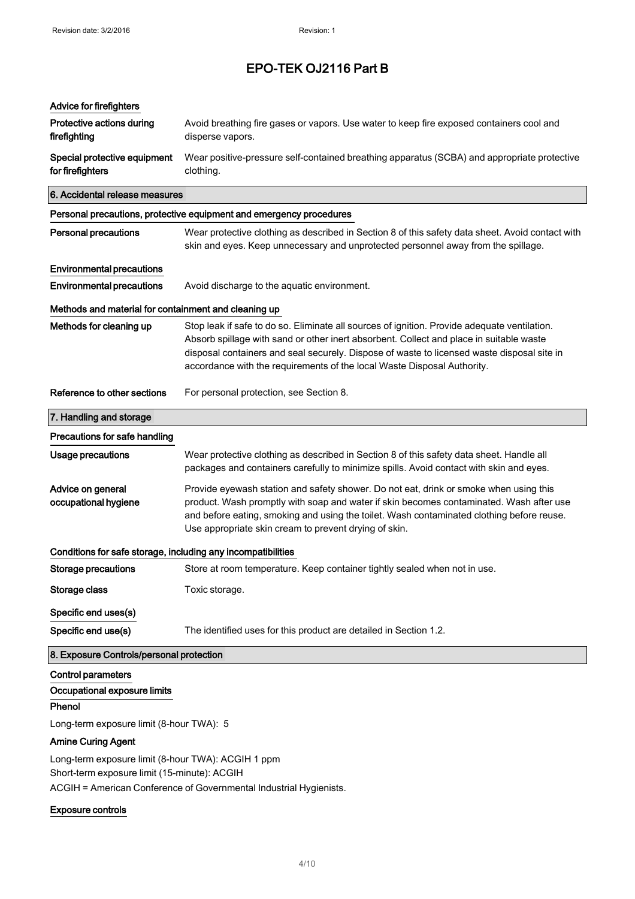# EPO-TEK OJ2116 Part B

### Advice for firefighters

| | |
|---|---|
| **Protective actions during firefighting** | Avoid breathing fire gases or vapors. Use water to keep fire exposed containers cool and disperse vapors. |
| **Special protective equipment for firefighters** | Wear positive-pressure self-contained breathing apparatus (SCBA) and appropriate protective clothing. |

## 6. Accidental release measures

### Personal precautions, protective equipment and emergency procedures

| | |
|---|---|
| **Personal precautions** | Wear protective clothing as described in Section 8 of this safety data sheet. Avoid contact with skin and eyes. Keep unnecessary and unprotected personnel away from the spillage. |

### Environmental precautions

| | |
|---|---|
| **Environmental precautions** | Avoid discharge to the aquatic environment. |

### Methods and material for containment and cleaning up

| | |
|---|---|
| **Methods for cleaning up** | Stop leak if safe to do so. Eliminate all sources of ignition. Provide adequate ventilation. Absorb spillage with sand or other inert absorbent. Collect and place in suitable waste disposal containers and seal securely. Dispose of waste to licensed waste disposal site in accordance with the requirements of the local Waste Disposal Authority. |
| **Reference to other sections** | For personal protection, see Section 8. |

## 7. Handling and storage

### Precautions for safe handling

| | |
|---|---|
| **Usage precautions** | Wear protective clothing as described in Section 8 of this safety data sheet. Handle all packages and containers carefully to minimize spills. Avoid contact with skin and eyes. |
| **Advice on general occupational hygiene** | Provide eyewash station and safety shower. Do not eat, drink or smoke when using this product. Wash promptly with soap and water if skin becomes contaminated. Wash after use and before eating, smoking and using the toilet. Wash contaminated clothing before reuse. Use appropriate skin cream to prevent drying of skin. |

### Conditions for safe storage, including any incompatibilities

| | |
|---|---|
| **Storage precautions** | Store at room temperature. Keep container tightly sealed when not in use. |
| **Storage class** | Toxic storage. |

### Specific end uses(s)

| | |
|---|---|
| **Specific end use(s)** | The identified uses for this product are detailed in Section 1.2. |

## 8. Exposure Controls/personal protection

### Control parameters

### Occupational exposure limits

**Phenol**

Long-term exposure limit (8-hour TWA): 5

**Amine Curing Agent**

Long-term exposure limit (8-hour TWA): ACGIH 1 ppm
Short-term exposure limit (15-minute): ACGIH
ACGIH = American Conference of Governmental Industrial Hygienists.

### Exposure controls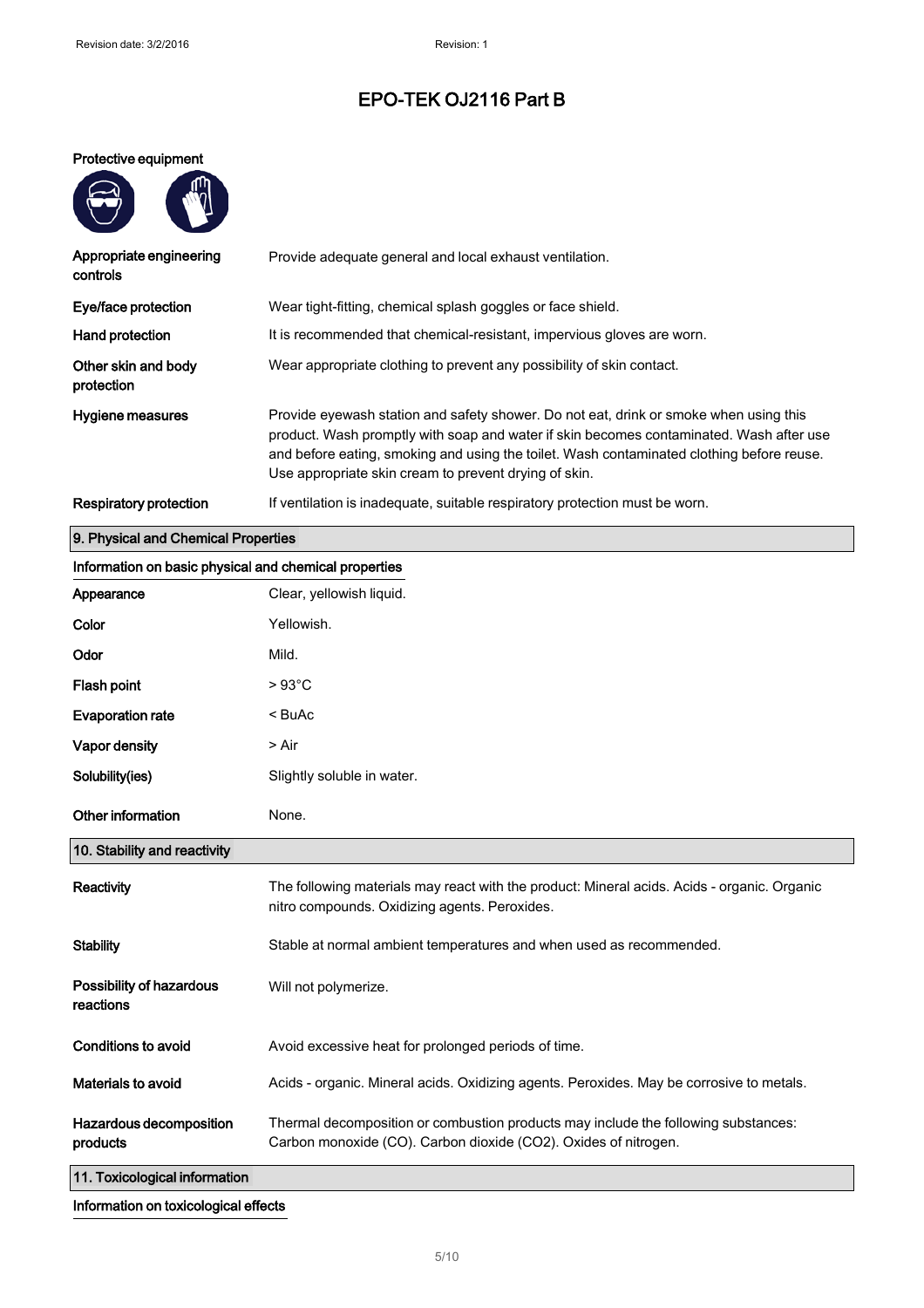# EPO-TEK OJ2116 Part B

**Protective equipment**

| | |
|---|---|
| **Appropriate engineering controls** | Provide adequate general and local exhaust ventilation. |
| **Eye/face protection** | Wear tight-fitting, chemical splash goggles or face shield. |
| **Hand protection** | It is recommended that chemical-resistant, impervious gloves are worn. |
| **Other skin and body protection** | Wear appropriate clothing to prevent any possibility of skin contact. |
| **Hygiene measures** | Provide eyewash station and safety shower. Do not eat, drink or smoke when using this product. Wash promptly with soap and water if skin becomes contaminated. Wash after use and before eating, smoking and using the toilet. Wash contaminated clothing before reuse. Use appropriate skin cream to prevent drying of skin. |
| **Respiratory protection** | If ventilation is inadequate, suitable respiratory protection must be worn. |

## 9. Physical and Chemical Properties

### Information on basic physical and chemical properties

| | |
|---|---|
| **Appearance** | Clear, yellowish liquid. |
| **Color** | Yellowish. |
| **Odor** | Mild. |
| **Flash point** | > 93°C |
| **Evaporation rate** | < BuAc |
| **Vapor density** | > Air |
| **Solubility(ies)** | Slightly soluble in water. |
| **Other information** | None. |

## 10. Stability and reactivity

| | |
|---|---|
| **Reactivity** | The following materials may react with the product: Mineral acids. Acids - organic. Organic nitro compounds. Oxidizing agents. Peroxides. |
| **Stability** | Stable at normal ambient temperatures and when used as recommended. |
| **Possibility of hazardous reactions** | Will not polymerize. |
| **Conditions to avoid** | Avoid excessive heat for prolonged periods of time. |
| **Materials to avoid** | Acids - organic. Mineral acids. Oxidizing agents. Peroxides. May be corrosive to metals. |
| **Hazardous decomposition products** | Thermal decomposition or combustion products may include the following substances: Carbon monoxide (CO). Carbon dioxide ($CO_2$). Oxides of nitrogen. |

## 11. Toxicological information

### Information on toxicological effects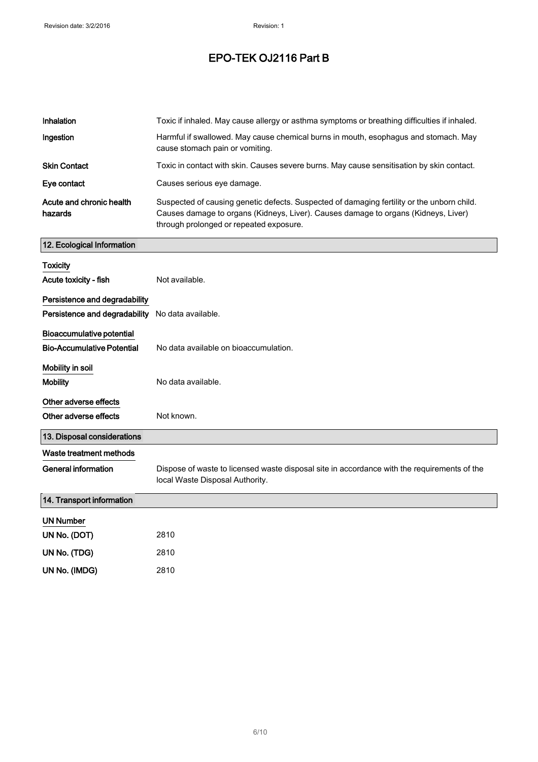| | |
|---|---|
| **Inhalation** | Toxic if inhaled. May cause allergy or asthma symptoms or breathing difficulties if inhaled. |
| **Ingestion** | Harmful if swallowed. May cause chemical burns in mouth, esophagus and stomach. May cause stomach pain or vomiting. |
| **Skin Contact** | Toxic in contact with skin. Causes severe burns. May cause sensitisation by skin contact. |
| **Eye contact** | Causes serious eye damage. |
| **Acute and chronic health hazards** | Suspected of causing genetic defects. Suspected of damaging fertility or the unborn child. Causes damage to organs (Kidneys, Liver). Causes damage to organs (Kidneys, Liver) through prolonged or repeated exposure. |

## 12. Ecological Information

**Toxicity**

| | |
|---|---|
| **Acute toxicity - fish** | Not available. |

**Persistence and degradability**

| | |
|---|---|
| **Persistence and degradability** | No data available. |

**Bioaccumulative potential**

| | |
|---|---|
| **Bio-Accumulative Potential** | No data available on bioaccumulation. |

**Mobility in soil**

| | |
|---|---|
| **Mobility** | No data available. |

**Other adverse effects**

| | |
|---|---|
| **Other adverse effects** | Not known. |

## 13. Disposal considerations

**Waste treatment methods**

| | |
|---|---|
| **General information** | Dispose of waste to licensed waste disposal site in accordance with the requirements of the local Waste Disposal Authority. |

## 14. Transport information

**UN Number**

| | |
|---|---|
| **UN No. (DOT)** | 2810 |
| **UN No. (TDG)** | 2810 |
| **UN No. (IMDG)** | 2810 |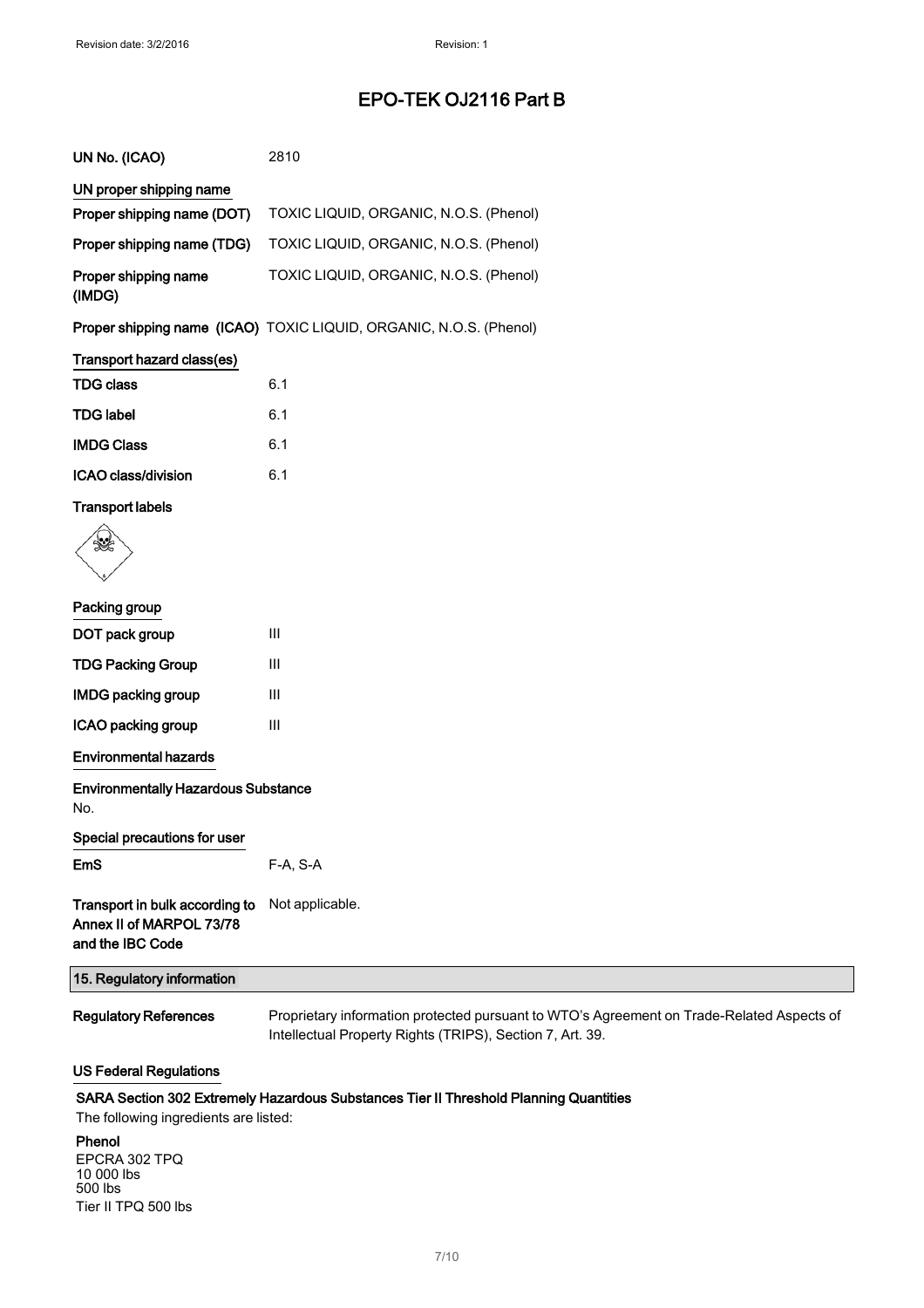# EPO-TEK OJ2116 Part B

| | |
|---|---|
| **UN No. (ICAO)** | 2810 |

**UN proper shipping name**

| | |
|---|---|
| **Proper shipping name (DOT)** | TOXIC LIQUID, ORGANIC, N.O.S. (Phenol) |
| **Proper shipping name (TDG)** | TOXIC LIQUID, ORGANIC, N.O.S. (Phenol) |
| **Proper shipping name (IMDG)** | TOXIC LIQUID, ORGANIC, N.O.S. (Phenol) |
| **Proper shipping name (ICAO)** | TOXIC LIQUID, ORGANIC, N.O.S. (Phenol) |

**Transport hazard class(es)**

| | |
|---|---|
| **TDG class** | 6.1 |
| **TDG label** | 6.1 |
| **IMDG Class** | 6.1 |
| **ICAO class/division** | 6.1 |

**Transport labels**

**Packing group**

| | |
|---|---|
| **DOT pack group** | III |
| **TDG Packing Group** | III |
| **IMDG packing group** | III |
| **ICAO packing group** | III |

**Environmental hazards**

**Environmentally Hazardous Substance**
No.

**Special precautions for user**

| | |
|---|---|
| **EmS** | F-A, S-A |
| **Transport in bulk according to Annex II of MARPOL 73/78 and the IBC Code** | Not applicable. |

## 15. Regulatory information

| | |
|---|---|
| **Regulatory References** | Proprietary information protected pursuant to WTO's Agreement on Trade-Related Aspects of Intellectual Property Rights (TRIPS), Section 7, Art. 39. |

**US Federal Regulations**

**SARA Section 302 Extremely Hazardous Substances Tier II Threshold Planning Quantities**

The following ingredients are listed:

**Phenol**
EPCRA 302 TPQ
10 000 lbs
500 lbs
Tier II TPQ 500 lbs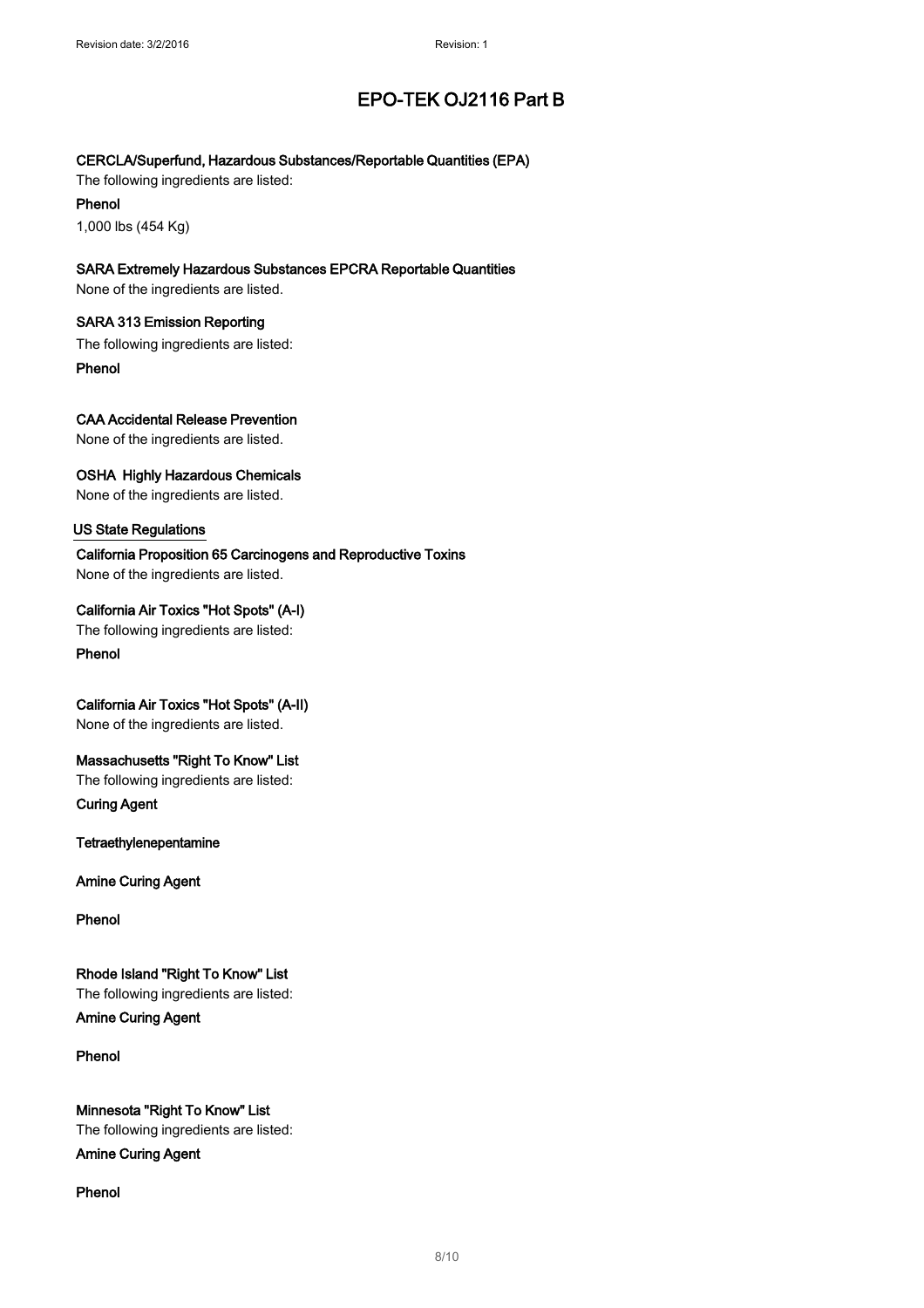**CERCLA/Superfund, Hazardous Substances/Reportable Quantities (EPA)**

The following ingredients are listed:

**Phenol**

1,000 lbs (454 Kg)

**SARA Extremely Hazardous Substances EPCRA Reportable Quantities**

None of the ingredients are listed.

**SARA 313 Emission Reporting**

The following ingredients are listed:

**Phenol**

**CAA Accidental Release Prevention**

None of the ingredients are listed.

**OSHA Highly Hazardous Chemicals**

None of the ingredients are listed.

US State Regulations

**California Proposition 65 Carcinogens and Reproductive Toxins**

None of the ingredients are listed.

**California Air Toxics "Hot Spots" (A-I)**

The following ingredients are listed:

**Phenol**

**California Air Toxics "Hot Spots" (A-II)**

None of the ingredients are listed.

**Massachusetts "Right To Know" List**

The following ingredients are listed:

**Curing Agent**

**Tetraethylenepentamine**

**Amine Curing Agent**

**Phenol**

**Rhode Island "Right To Know" List**

The following ingredients are listed:

**Amine Curing Agent**

**Phenol**

**Minnesota "Right To Know" List**

The following ingredients are listed:

**Amine Curing Agent**

**Phenol**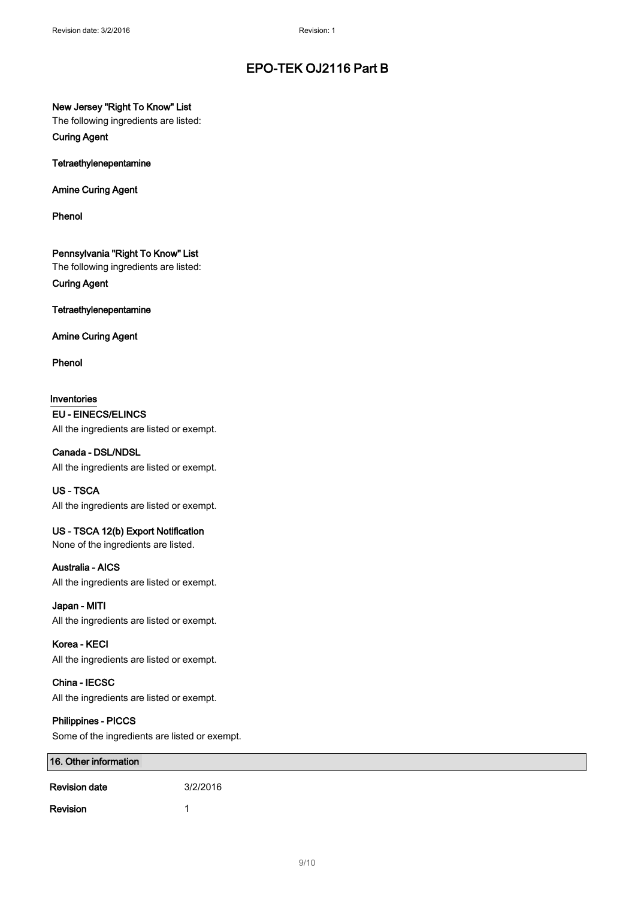# EPO-TEK OJ2116 Part B

**New Jersey "Right To Know" List**

The following ingredients are listed:

**Curing Agent**

**Tetraethylenepentamine**

**Amine Curing Agent**

**Phenol**

**Pennsylvania "Right To Know" List**

The following ingredients are listed:

**Curing Agent**

**Tetraethylenepentamine**

**Amine Curing Agent**

**Phenol**

**Inventories**

**EU - EINECS/ELINCS**

All the ingredients are listed or exempt.

**Canada - DSL/NDSL**

All the ingredients are listed or exempt.

**US - TSCA**

All the ingredients are listed or exempt.

**US - TSCA 12(b) Export Notification**

None of the ingredients are listed.

**Australia - AICS**

All the ingredients are listed or exempt.

**Japan - MITI**

All the ingredients are listed or exempt.

**Korea - KECI**

All the ingredients are listed or exempt.

**China - IECSC**

All the ingredients are listed or exempt.

**Philippines - PICCS**

Some of the ingredients are listed or exempt.

## 16. Other information

| | |
|---|---|
| **Revision date** | 3/2/2016 |
| **Revision** | 1 |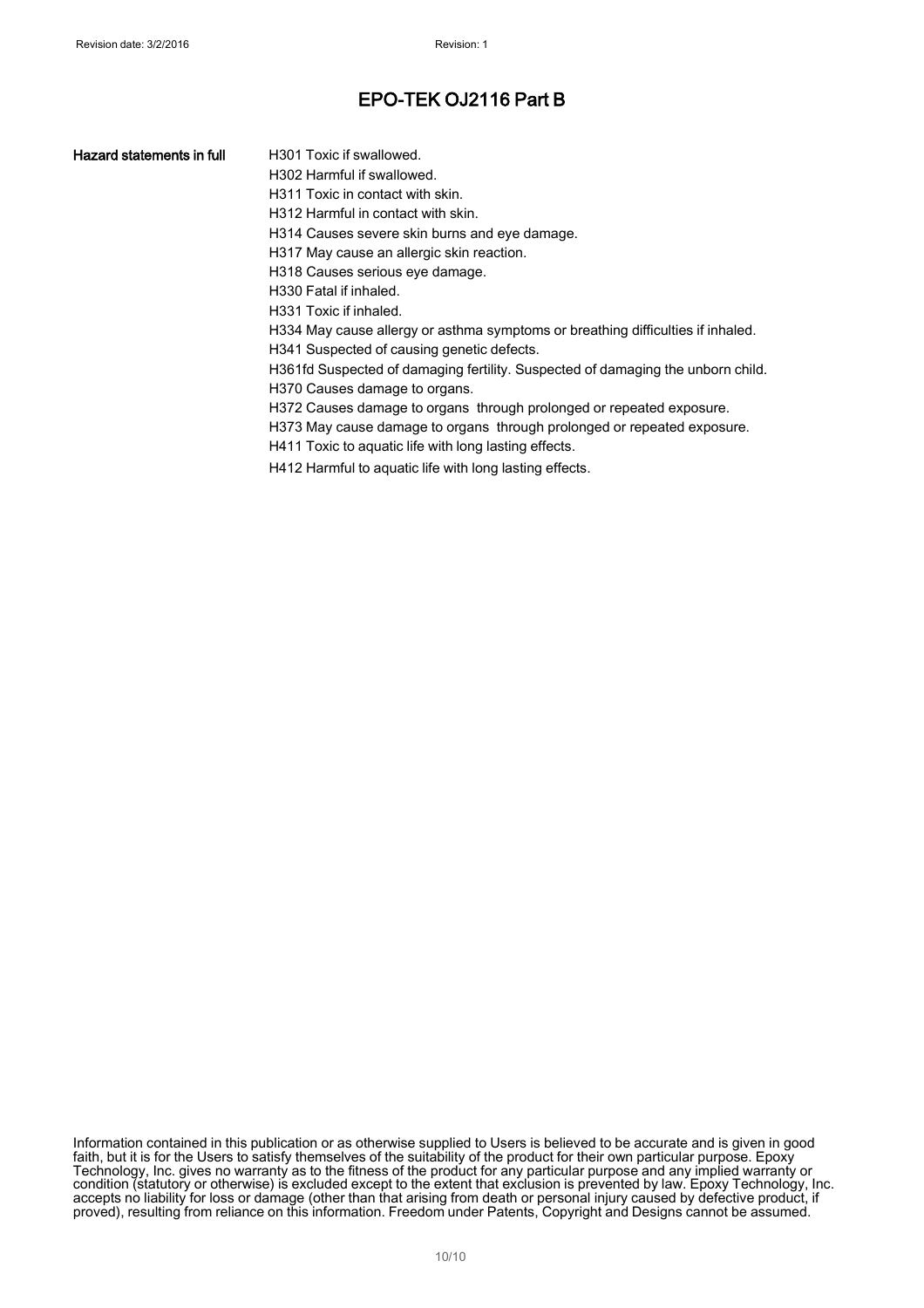**Hazard statements in full**

H301 Toxic if swallowed.
H302 Harmful if swallowed.
H311 Toxic in contact with skin.
H312 Harmful in contact with skin.
H314 Causes severe skin burns and eye damage.
H317 May cause an allergic skin reaction.
H318 Causes serious eye damage.
H330 Fatal if inhaled.
H331 Toxic if inhaled.
H334 May cause allergy or asthma symptoms or breathing difficulties if inhaled.
H341 Suspected of causing genetic defects.
H361fd Suspected of damaging fertility. Suspected of damaging the unborn child.
H370 Causes damage to organs.
H372 Causes damage to organs through prolonged or repeated exposure.
H373 May cause damage to organs through prolonged or repeated exposure.
H411 Toxic to aquatic life with long lasting effects.
H412 Harmful to aquatic life with long lasting effects.

Information contained in this publication or as otherwise supplied to Users is believed to be accurate and is given in good faith, but it is for the Users to satisfy themselves of the suitability of the product for their own particular purpose. Epoxy Technology, Inc. gives no warranty as to the fitness of the product for any particular purpose and any implied warranty or condition (statutory or otherwise) is excluded except to the extent that exclusion is prevented by law. Epoxy Technology, Inc. accepts no liability for loss or damage (other than that arising from death or personal injury caused by defective product, if proved), resulting from reliance on this information. Freedom under Patents, Copyright and Designs cannot be assumed.